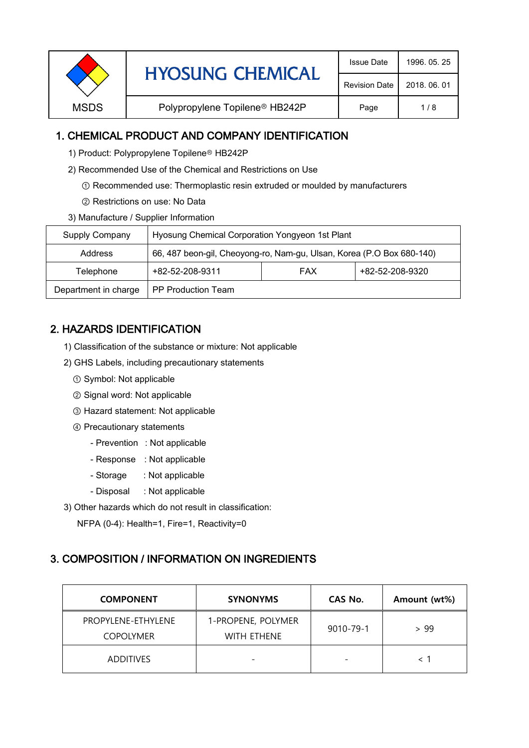| MSDS | HYOSUNG CHEMICAL | Issue Date | 1996. 05. 25 |
|---|---|---|---|
| | | Revision Date | 2018. 06. 01 |
| | Polypropylene Topilene® HB242P | Page | 1 / 8 |

## 1. CHEMICAL PRODUCT AND COMPANY IDENTIFICATION

1) Product: Polypropylene Topilene® HB242P

2) Recommended Use of the Chemical and Restrictions on Use

① Recommended use: Thermoplastic resin extruded or moulded by manufacturers

② Restrictions on use: No Data

3) Manufacture / Supplier Information

| Supply Company | Hyosung Chemical Corporation Yongyeon 1st Plant | | |
|---|---|---|---|
| Address | 66, 487 beon-gil, Cheoyong-ro, Nam-gu, Ulsan, Korea (P.O Box 680-140) | | |
| Telephone | +82-52-208-9311 | FAX | +82-52-208-9320 |
| Department in charge | PP Production Team | | |

## 2. HAZARDS IDENTIFICATION

1) Classification of the substance or mixture: Not applicable

2) GHS Labels, including precautionary statements

① Symbol: Not applicable

② Signal word: Not applicable

③ Hazard statement: Not applicable

④ Precautionary statements

- Prevention : Not applicable
- Response : Not applicable
- Storage : Not applicable
- Disposal : Not applicable

3) Other hazards which do not result in classification:

NFPA (0-4): Health=1, Fire=1, Reactivity=0

## 3. COMPOSITION / INFORMATION ON INGREDIENTS

| COMPONENT | SYNONYMS | CAS No. | Amount (wt%) |
|---|---|---|---|
| PROPYLENE-ETHYLENE COPOLYMER | 1-PROPENE, POLYMER WITH ETHENE | 9010-79-1 | > 99 |
| ADDITIVES | - | - | < 1 |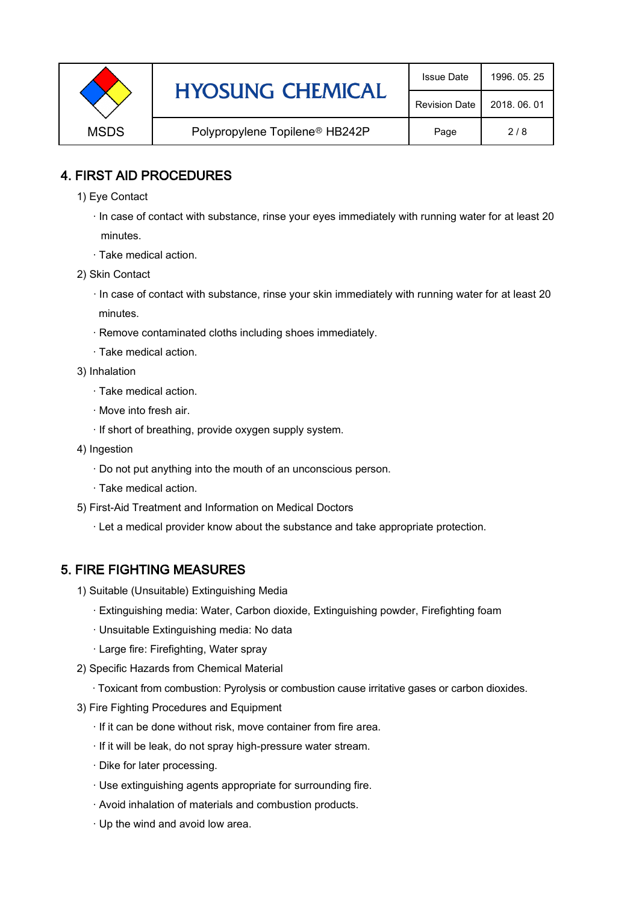## 4. FIRST AID PROCEDURES

1) Eye Contact

· In case of contact with substance, rinse your eyes immediately with running water for at least 20 minutes.

· Take medical action.

2) Skin Contact

· In case of contact with substance, rinse your skin immediately with running water for at least 20 minutes.

· Remove contaminated cloths including shoes immediately.

· Take medical action.

3) Inhalation

· Take medical action.

· Move into fresh air.

· If short of breathing, provide oxygen supply system.

4) Ingestion

· Do not put anything into the mouth of an unconscious person.

· Take medical action.

5) First-Aid Treatment and Information on Medical Doctors

· Let a medical provider know about the substance and take appropriate protection.

## 5. FIRE FIGHTING MEASURES

1) Suitable (Unsuitable) Extinguishing Media

· Extinguishing media: Water, Carbon dioxide, Extinguishing powder, Firefighting foam

· Unsuitable Extinguishing media: No data

· Large fire: Firefighting, Water spray

2) Specific Hazards from Chemical Material

· Toxicant from combustion: Pyrolysis or combustion cause irritative gases or carbon dioxides.

3) Fire Fighting Procedures and Equipment

· If it can be done without risk, move container from fire area.

· If it will be leak, do not spray high-pressure water stream.

· Dike for later processing.

· Use extinguishing agents appropriate for surrounding fire.

· Avoid inhalation of materials and combustion products.

· Up the wind and avoid low area.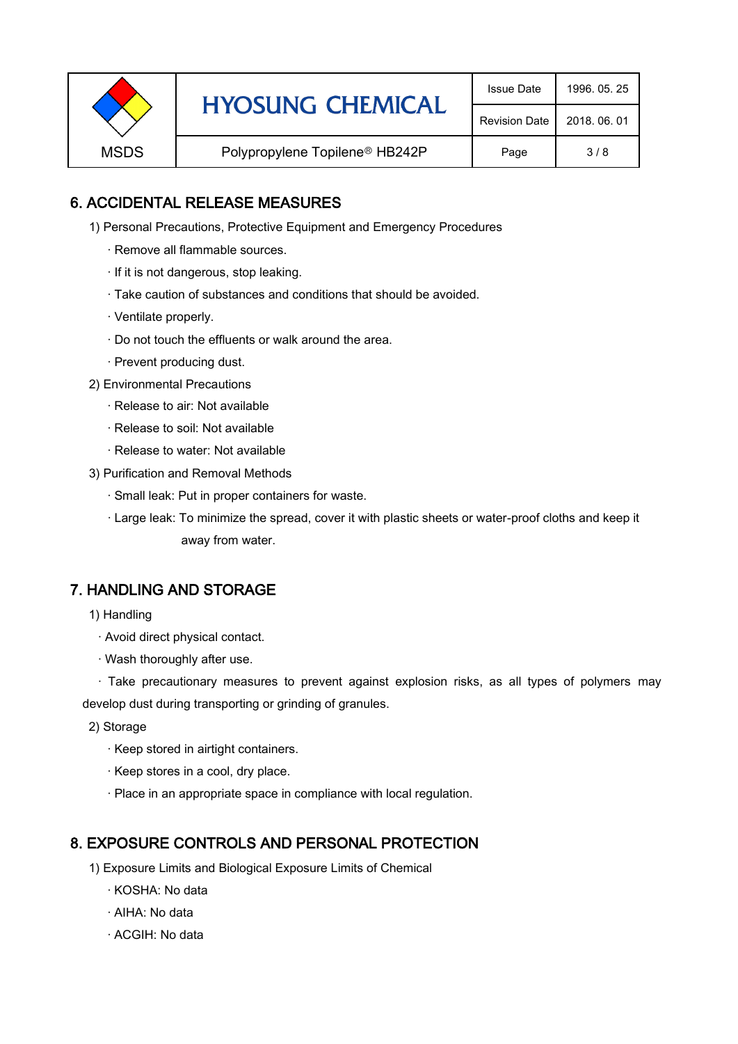## 6. ACCIDENTAL RELEASE MEASURES

1) Personal Precautions, Protective Equipment and Emergency Procedures

· Remove all flammable sources.

· If it is not dangerous, stop leaking.

· Take caution of substances and conditions that should be avoided.

· Ventilate properly.

· Do not touch the effluents or walk around the area.

· Prevent producing dust.

2) Environmental Precautions

· Release to air: Not available

· Release to soil: Not available

· Release to water: Not available

3) Purification and Removal Methods

· Small leak: Put in proper containers for waste.

· Large leak: To minimize the spread, cover it with plastic sheets or water-proof cloths and keep it away from water.

## 7. HANDLING AND STORAGE

1) Handling

· Avoid direct physical contact.

· Wash thoroughly after use.

· Take precautionary measures to prevent against explosion risks, as all types of polymers may develop dust during transporting or grinding of granules.

2) Storage

· Keep stored in airtight containers.

· Keep stores in a cool, dry place.

· Place in an appropriate space in compliance with local regulation.

## 8. EXPOSURE CONTROLS AND PERSONAL PROTECTION

1) Exposure Limits and Biological Exposure Limits of Chemical

· KOSHA: No data

· AIHA: No data

· ACGIH: No data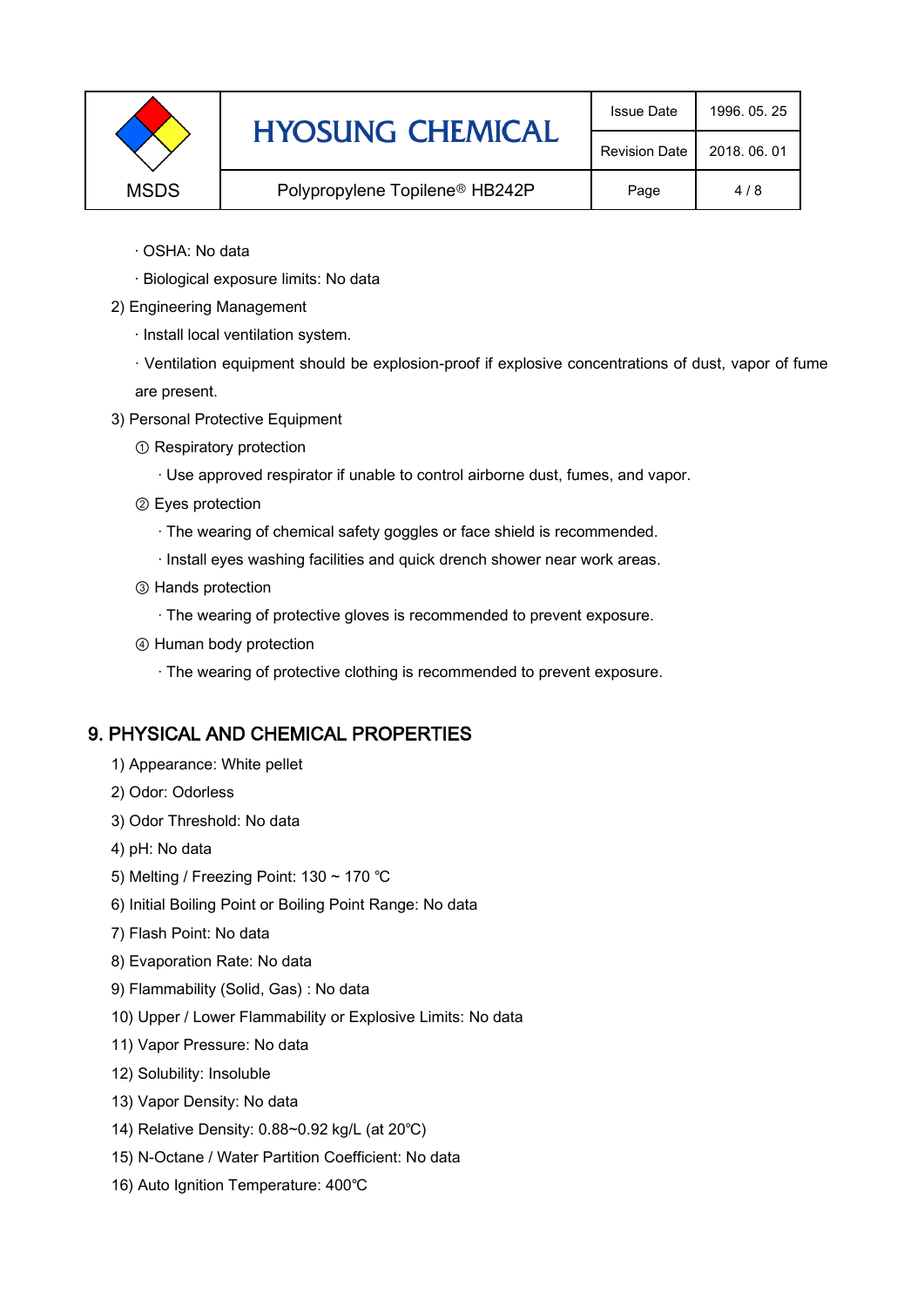· OSHA: No data

· Biological exposure limits: No data

2) Engineering Management

· Install local ventilation system.

· Ventilation equipment should be explosion-proof if explosive concentrations of dust, vapor of fume are present.

3) Personal Protective Equipment

① Respiratory protection

· Use approved respirator if unable to control airborne dust, fumes, and vapor.

② Eyes protection

· The wearing of chemical safety goggles or face shield is recommended.

· Install eyes washing facilities and quick drench shower near work areas.

③ Hands protection

· The wearing of protective gloves is recommended to prevent exposure.

④ Human body protection

· The wearing of protective clothing is recommended to prevent exposure.

## 9. PHYSICAL AND CHEMICAL PROPERTIES

1) Appearance: White pellet

2) Odor: Odorless

3) Odor Threshold: No data

4) pH: No data

5) Melting / Freezing Point: 130 ~ 170 ℃

6) Initial Boiling Point or Boiling Point Range: No data

7) Flash Point: No data

8) Evaporation Rate: No data

9) Flammability (Solid, Gas) : No data

10) Upper / Lower Flammability or Explosive Limits: No data

11) Vapor Pressure: No data

12) Solubility: Insoluble

13) Vapor Density: No data

14) Relative Density: 0.88~0.92 kg/L (at 20℃)

15) N-Octane / Water Partition Coefficient: No data

16) Auto Ignition Temperature: 400℃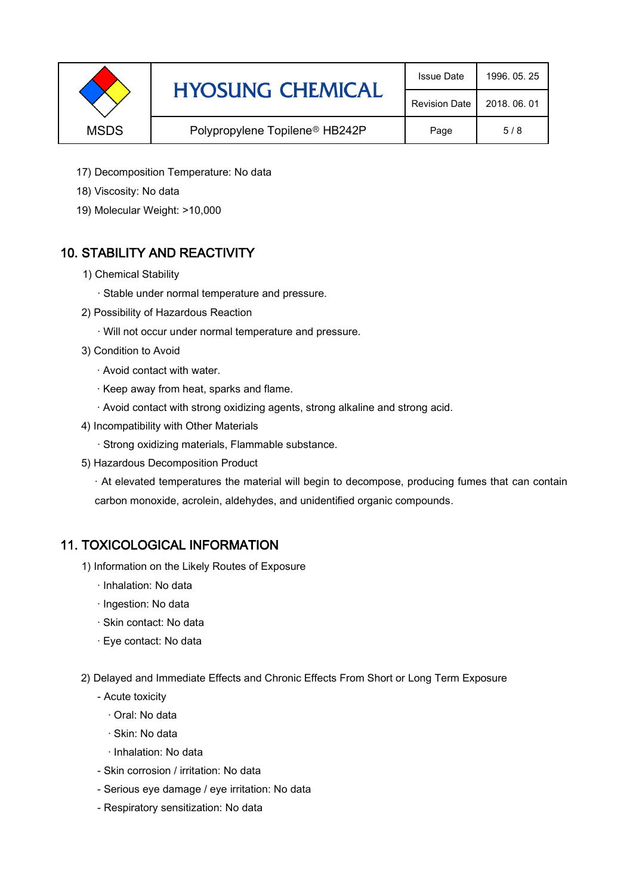17) Decomposition Temperature: No data

18) Viscosity: No data

19) Molecular Weight: >10,000

## 10. STABILITY AND REACTIVITY

1) Chemical Stability

· Stable under normal temperature and pressure.

2) Possibility of Hazardous Reaction

· Will not occur under normal temperature and pressure.

3) Condition to Avoid

· Avoid contact with water.

· Keep away from heat, sparks and flame.

· Avoid contact with strong oxidizing agents, strong alkaline and strong acid.

4) Incompatibility with Other Materials

· Strong oxidizing materials, Flammable substance.

5) Hazardous Decomposition Product

· At elevated temperatures the material will begin to decompose, producing fumes that can contain carbon monoxide, acrolein, aldehydes, and unidentified organic compounds.

## 11. TOXICOLOGICAL INFORMATION

1) Information on the Likely Routes of Exposure

· Inhalation: No data

· Ingestion: No data

· Skin contact: No data

· Eye contact: No data

2) Delayed and Immediate Effects and Chronic Effects From Short or Long Term Exposure

- Acute toxicity
  - · Oral: No data
  - · Skin: No data
  - · Inhalation: No data
- Skin corrosion / irritation: No data
- Serious eye damage / eye irritation: No data
- Respiratory sensitization: No data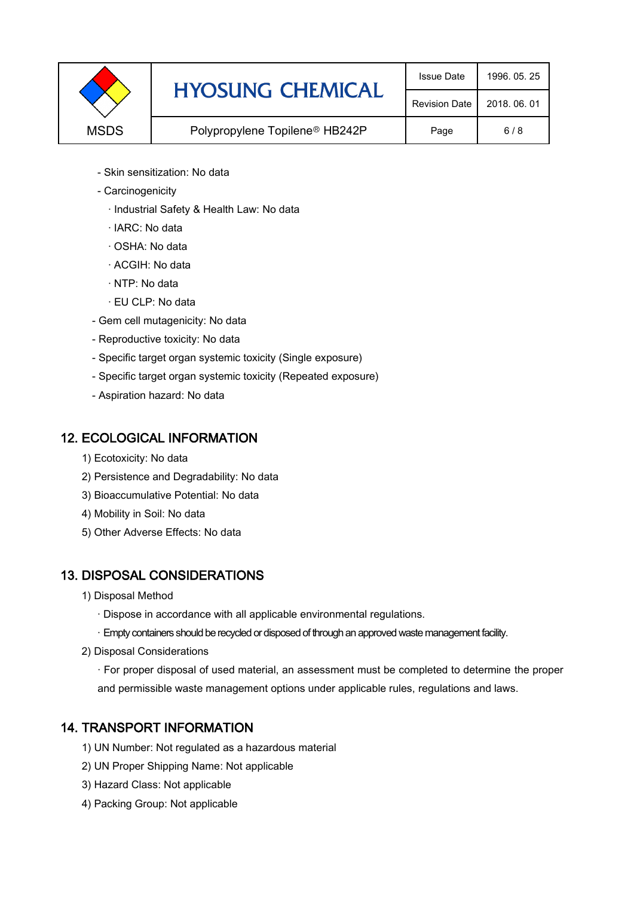- Skin sensitization: No data
- Carcinogenicity
  - · Industrial Safety & Health Law: No data
  - · IARC: No data
  - · OSHA: No data
  - · ACGIH: No data
  - · NTP: No data
  - · EU CLP: No data
- Gem cell mutagenicity: No data
- Reproductive toxicity: No data
- Specific target organ systemic toxicity (Single exposure)
- Specific target organ systemic toxicity (Repeated exposure)
- Aspiration hazard: No data

## 12. ECOLOGICAL INFORMATION

1) Ecotoxicity: No data
2) Persistence and Degradability: No data
3) Bioaccumulative Potential: No data
4) Mobility in Soil: No data
5) Other Adverse Effects: No data

## 13. DISPOSAL CONSIDERATIONS

1) Disposal Method
   - · Dispose in accordance with all applicable environmental regulations.
   - · Empty containers should be recycled or disposed of through an approved waste management facility.
2) Disposal Considerations
   - · For proper disposal of used material, an assessment must be completed to determine the proper and permissible waste management options under applicable rules, regulations and laws.

## 14. TRANSPORT INFORMATION

1) UN Number: Not regulated as a hazardous material
2) UN Proper Shipping Name: Not applicable
3) Hazard Class: Not applicable
4) Packing Group: Not applicable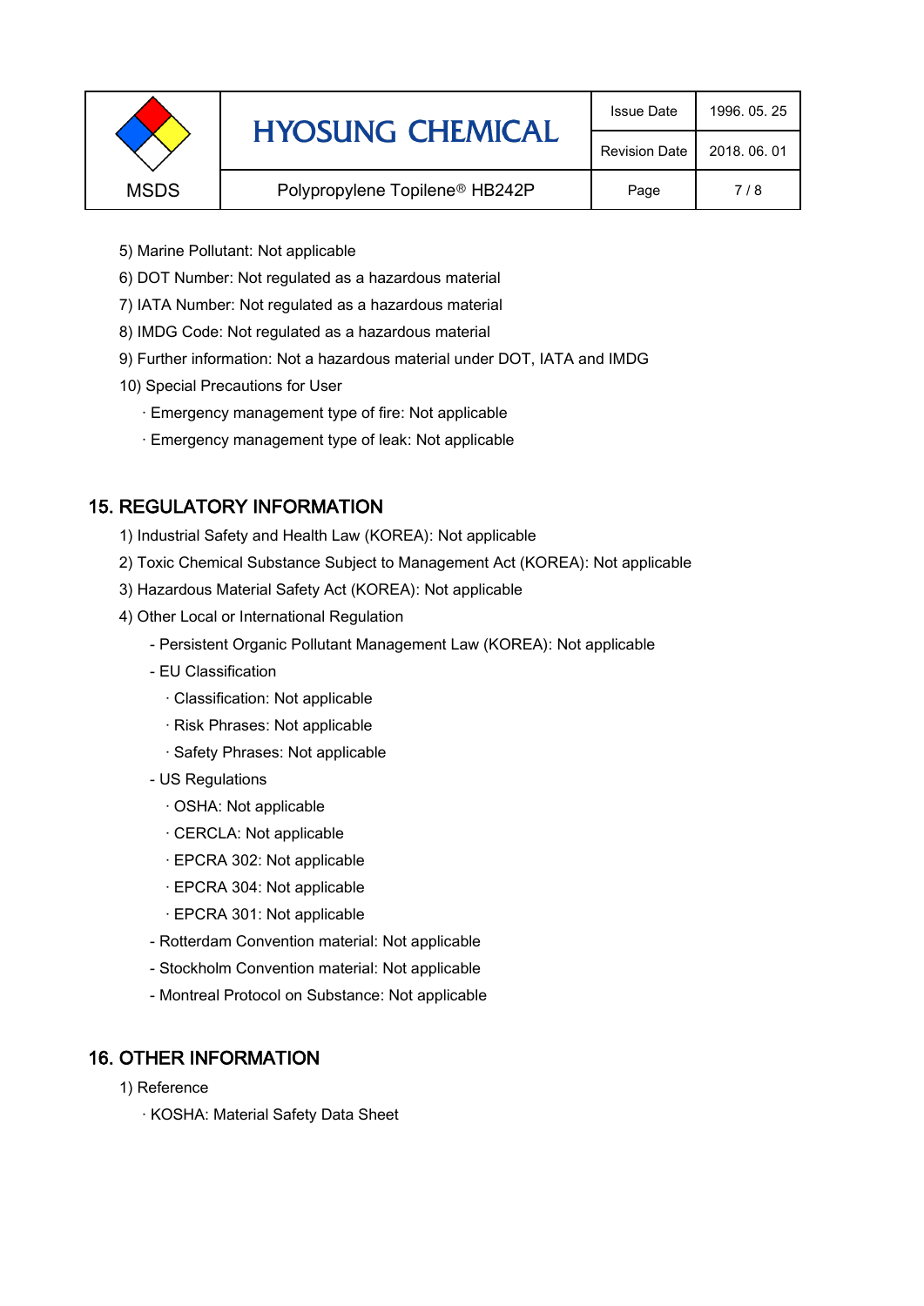5) Marine Pollutant: Not applicable

6) DOT Number: Not regulated as a hazardous material

7) IATA Number: Not regulated as a hazardous material

8) IMDG Code: Not regulated as a hazardous material

9) Further information: Not a hazardous material under DOT, IATA and IMDG

10) Special Precautions for User

· Emergency management type of fire: Not applicable

· Emergency management type of leak: Not applicable

## 15. REGULATORY INFORMATION

1) Industrial Safety and Health Law (KOREA): Not applicable

2) Toxic Chemical Substance Subject to Management Act (KOREA): Not applicable

3) Hazardous Material Safety Act (KOREA): Not applicable

4) Other Local or International Regulation

- Persistent Organic Pollutant Management Law (KOREA): Not applicable
- EU Classification
  - · Classification: Not applicable
  - · Risk Phrases: Not applicable
  - · Safety Phrases: Not applicable
- US Regulations
  - · OSHA: Not applicable
  - · CERCLA: Not applicable
  - · EPCRA 302: Not applicable
  - · EPCRA 304: Not applicable
  - · EPCRA 301: Not applicable
- Rotterdam Convention material: Not applicable
- Stockholm Convention material: Not applicable
- Montreal Protocol on Substance: Not applicable

## 16. OTHER INFORMATION

1) Reference

· KOSHA: Material Safety Data Sheet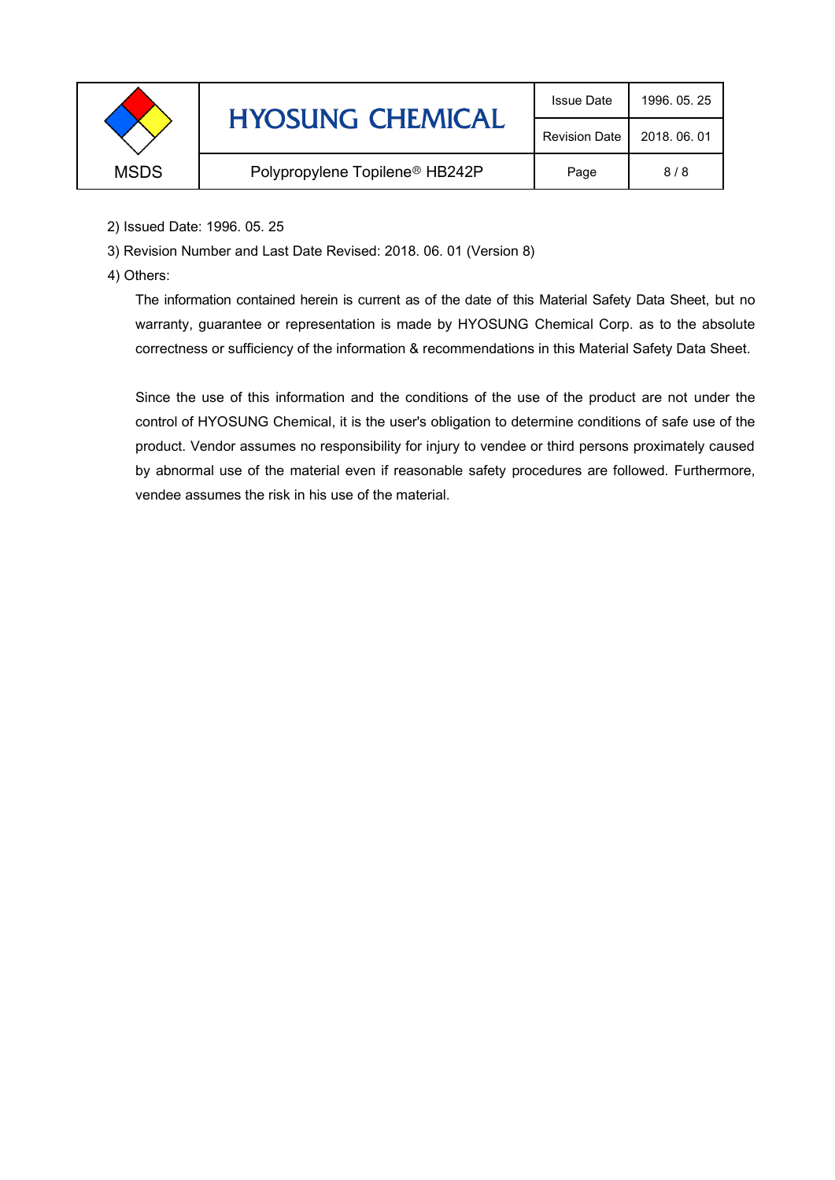2) Issued Date: 1996. 05. 25

3) Revision Number and Last Date Revised: 2018. 06. 01 (Version 8)

4) Others:

The information contained herein is current as of the date of this Material Safety Data Sheet, but no warranty, guarantee or representation is made by HYOSUNG Chemical Corp. as to the absolute correctness or sufficiency of the information & recommendations in this Material Safety Data Sheet.

Since the use of this information and the conditions of the use of the product are not under the control of HYOSUNG Chemical, it is the user's obligation to determine conditions of safe use of the product. Vendor assumes no responsibility for injury to vendee or third persons proximately caused by abnormal use of the material even if reasonable safety procedures are followed. Furthermore, vendee assumes the risk in his use of the material.